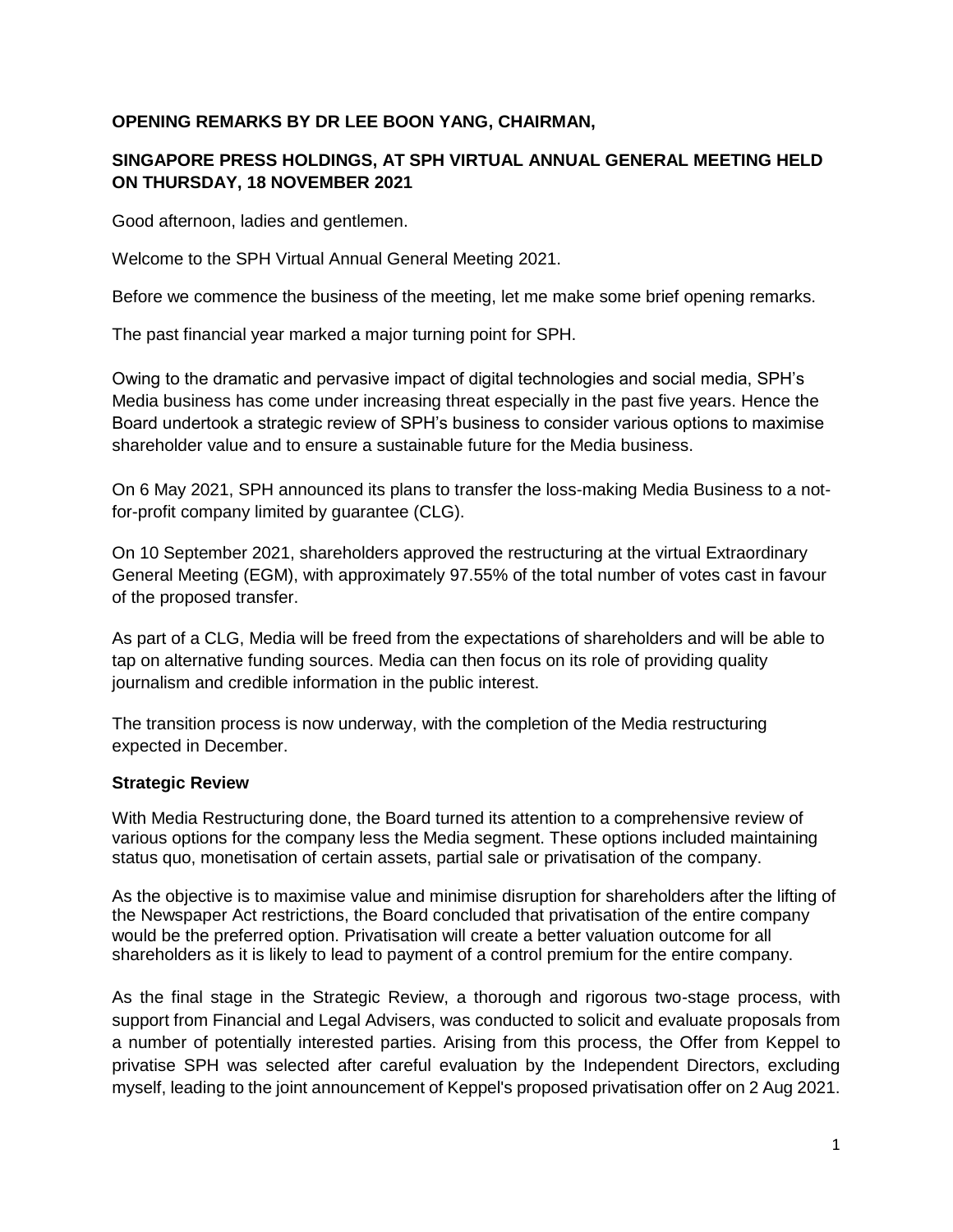**OPENING REMARKS BY DR LEE BOON YANG, CHAIRMAN,**

**SINGAPORE PRESS HOLDINGS, AT SPH VIRTUAL ANNUAL GENERAL MEETING HELD ON THURSDAY, 18 NOVEMBER 2021**

Good afternoon, ladies and gentlemen.

Welcome to the SPH Virtual Annual General Meeting 2021.

Before we commence the business of the meeting, let me make some brief opening remarks.

The past financial year marked a major turning point for SPH.

Owing to the dramatic and pervasive impact of digital technologies and social media, SPH's Media business has come under increasing threat especially in the past five years. Hence the Board undertook a strategic review of SPH's business to consider various options to maximise shareholder value and to ensure a sustainable future for the Media business.

On 6 May 2021, SPH announced its plans to transfer the loss-making Media Business to a not-for-profit company limited by guarantee (CLG).

On 10 September 2021, shareholders approved the restructuring at the virtual Extraordinary General Meeting (EGM), with approximately 97.55% of the total number of votes cast in favour of the proposed transfer.

As part of a CLG, Media will be freed from the expectations of shareholders and will be able to tap on alternative funding sources. Media can then focus on its role of providing quality journalism and credible information in the public interest.

The transition process is now underway, with the completion of the Media restructuring expected in December.

**Strategic Review**

With Media Restructuring done, the Board turned its attention to a comprehensive review of various options for the company less the Media segment. These options included maintaining status quo, monetisation of certain assets, partial sale or privatisation of the company.

As the objective is to maximise value and minimise disruption for shareholders after the lifting of the Newspaper Act restrictions, the Board concluded that privatisation of the entire company would be the preferred option. Privatisation will create a better valuation outcome for all shareholders as it is likely to lead to payment of a control premium for the entire company.

As the final stage in the Strategic Review, a thorough and rigorous two-stage process, with support from Financial and Legal Advisers, was conducted to solicit and evaluate proposals from a number of potentially interested parties. Arising from this process, the Offer from Keppel to privatise SPH was selected after careful evaluation by the Independent Directors, excluding myself, leading to the joint announcement of Keppel's proposed privatisation offer on 2 Aug 2021.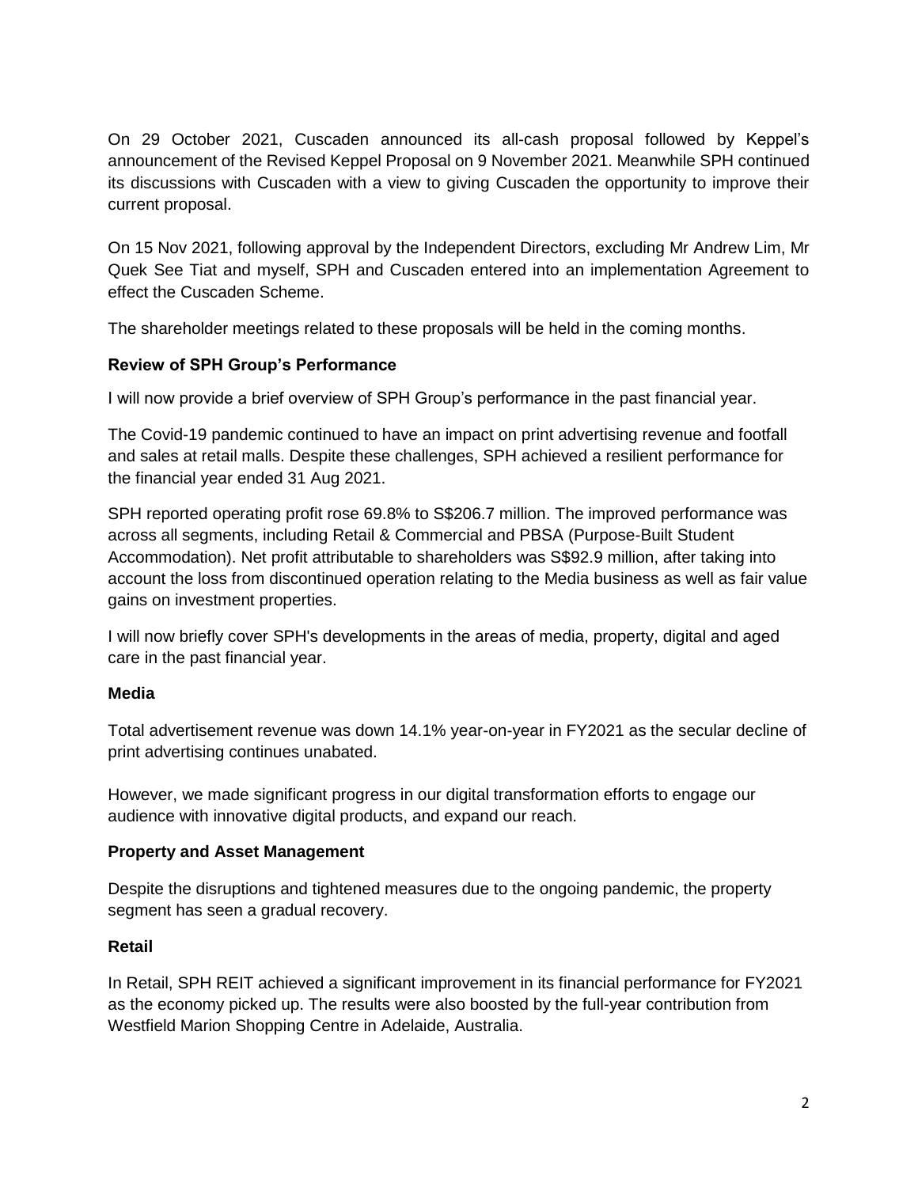On 29 October 2021, Cuscaden announced its all-cash proposal followed by Keppel's announcement of the Revised Keppel Proposal on 9 November 2021. Meanwhile SPH continued its discussions with Cuscaden with a view to giving Cuscaden the opportunity to improve their current proposal.

On 15 Nov 2021, following approval by the Independent Directors, excluding Mr Andrew Lim, Mr Quek See Tiat and myself, SPH and Cuscaden entered into an implementation Agreement to effect the Cuscaden Scheme.

The shareholder meetings related to these proposals will be held in the coming months.

**Review of SPH Group's Performance**

I will now provide a brief overview of SPH Group's performance in the past financial year.

The Covid-19 pandemic continued to have an impact on print advertising revenue and footfall and sales at retail malls. Despite these challenges, SPH achieved a resilient performance for the financial year ended 31 Aug 2021.

SPH reported operating profit rose 69.8% to S$206.7 million. The improved performance was across all segments, including Retail & Commercial and PBSA (Purpose-Built Student Accommodation). Net profit attributable to shareholders was S$92.9 million, after taking into account the loss from discontinued operation relating to the Media business as well as fair value gains on investment properties.

I will now briefly cover SPH's developments in the areas of media, property, digital and aged care in the past financial year.

**Media**

Total advertisement revenue was down 14.1% year-on-year in FY2021 as the secular decline of print advertising continues unabated.

However, we made significant progress in our digital transformation efforts to engage our audience with innovative digital products, and expand our reach.

**Property and Asset Management**

Despite the disruptions and tightened measures due to the ongoing pandemic, the property segment has seen a gradual recovery.

**Retail**

In Retail, SPH REIT achieved a significant improvement in its financial performance for FY2021 as the economy picked up. The results were also boosted by the full-year contribution from Westfield Marion Shopping Centre in Adelaide, Australia.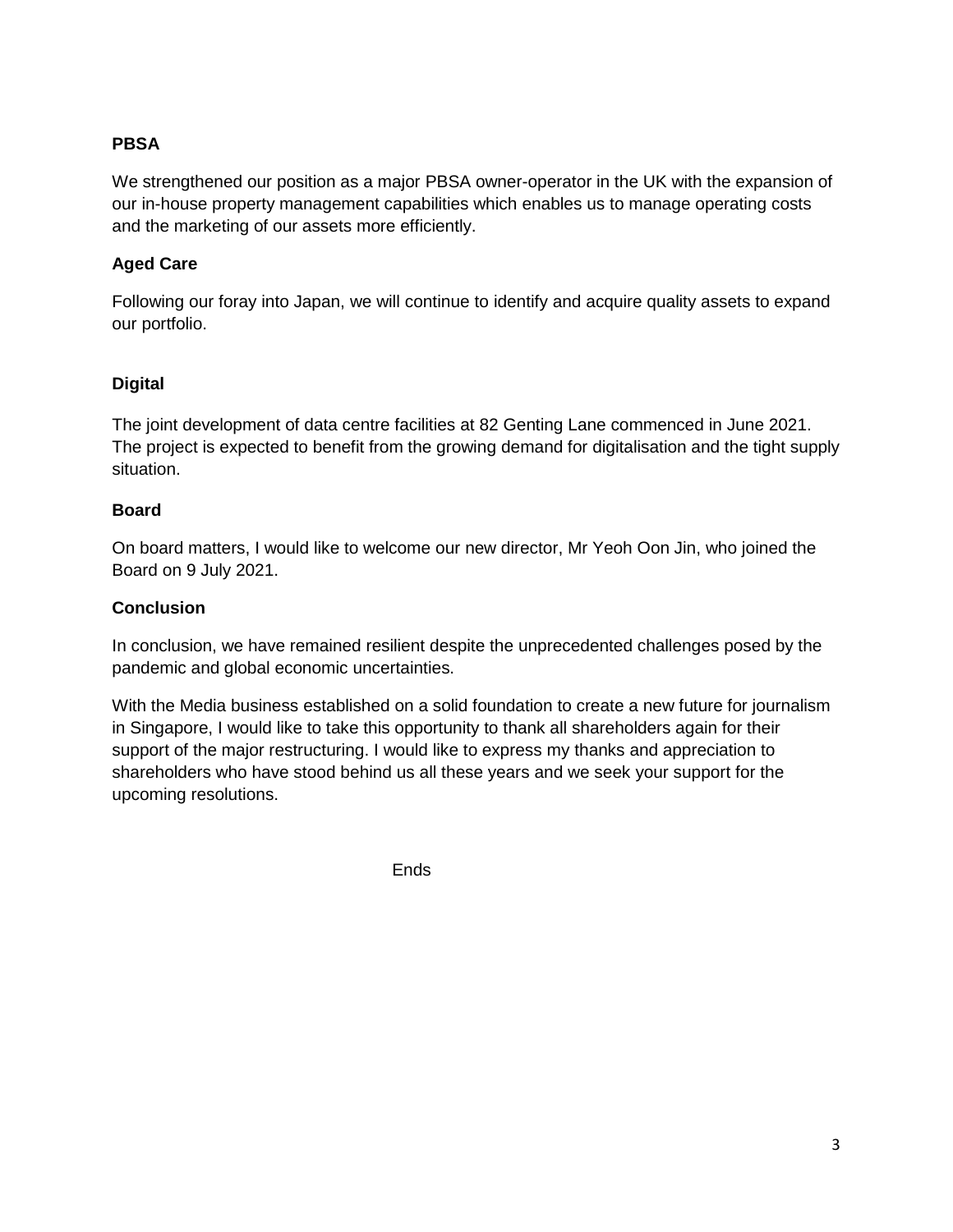**PBSA**

We strengthened our position as a major PBSA owner-operator in the UK with the expansion of our in-house property management capabilities which enables us to manage operating costs and the marketing of our assets more efficiently.

**Aged Care**

Following our foray into Japan, we will continue to identify and acquire quality assets to expand our portfolio.

**Digital**

The joint development of data centre facilities at 82 Genting Lane commenced in June 2021. The project is expected to benefit from the growing demand for digitalisation and the tight supply situation.

**Board**

On board matters, I would like to welcome our new director, Mr Yeoh Oon Jin, who joined the Board on 9 July 2021.

**Conclusion**

In conclusion, we have remained resilient despite the unprecedented challenges posed by the pandemic and global economic uncertainties.

With the Media business established on a solid foundation to create a new future for journalism in Singapore, I would like to take this opportunity to thank all shareholders again for their support of the major restructuring. I would like to express my thanks and appreciation to shareholders who have stood behind us all these years and we seek your support for the upcoming resolutions.

Ends